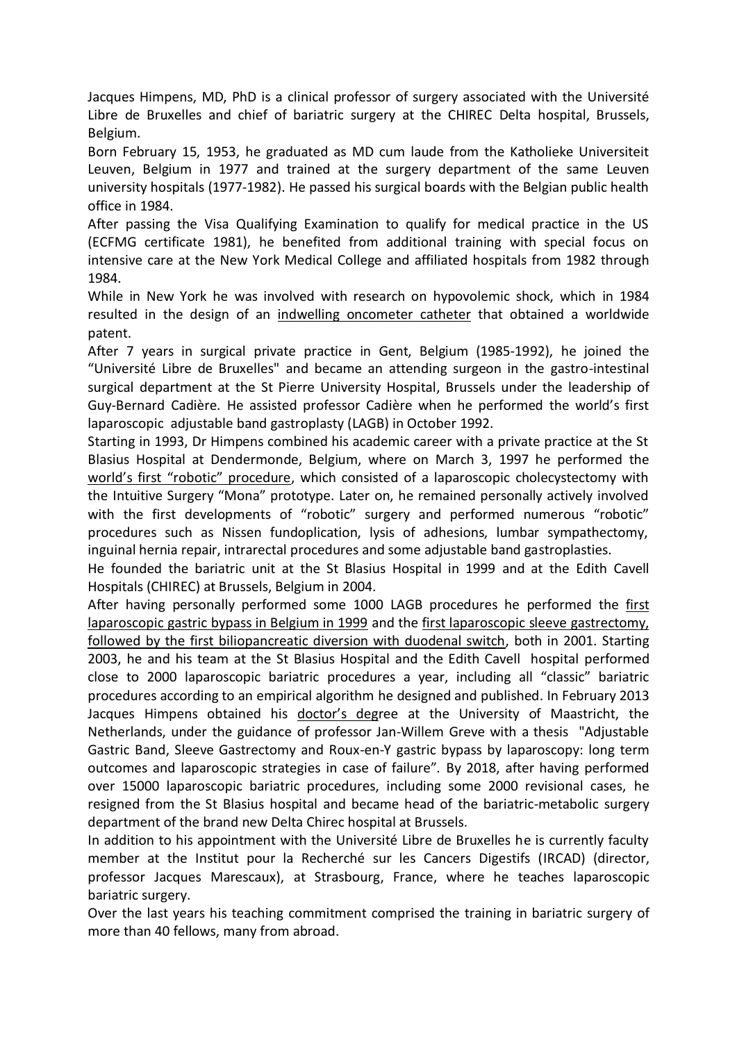Jacques Himpens, MD, PhD is a clinical professor of surgery associated with the Université Libre de Bruxelles and chief of bariatric surgery at the CHIREC Delta hospital, Brussels, Belgium.

Born February 15, 1953, he graduated as MD cum laude from the Katholieke Universiteit Leuven, Belgium in 1977 and trained at the surgery department of the same Leuven university hospitals (1977-1982). He passed his surgical boards with the Belgian public health office in 1984.

After passing the Visa Qualifying Examination to qualify for medical practice in the US (ECFMG certificate 1981), he benefited from additional training with special focus on intensive care at the New York Medical College and affiliated hospitals from 1982 through 1984.

While in New York he was involved with research on hypovolemic shock, which in 1984 resulted in the design of an indwelling oncometer catheter that obtained a worldwide patent.

After 7 years in surgical private practice in Gent, Belgium (1985-1992), he joined the "Université Libre de Bruxelles" and became an attending surgeon in the gastro-intestinal surgical department at the St Pierre University Hospital, Brussels under the leadership of Guy-Bernard Cadière. He assisted professor Cadière when he performed the world's first laparoscopic adjustable band gastroplasty (LAGB) in October 1992.

Starting in 1993, Dr Himpens combined his academic career with a private practice at the St Blasius Hospital at Dendermonde, Belgium, where on March 3, 1997 he performed the world's first "robotic" procedure, which consisted of a laparoscopic cholecystectomy with the Intuitive Surgery "Mona" prototype. Later on, he remained personally actively involved with the first developments of "robotic" surgery and performed numerous "robotic" procedures such as Nissen fundoplication, lysis of adhesions, lumbar sympathectomy, inguinal hernia repair, intrarectal procedures and some adjustable band gastroplasties.

He founded the bariatric unit at the St Blasius Hospital in 1999 and at the Edith Cavell Hospitals (CHIREC) at Brussels, Belgium in 2004.

After having personally performed some 1000 LAGB procedures he performed the first laparoscopic gastric bypass in Belgium in 1999 and the first laparoscopic sleeve gastrectomy, followed by the first biliopancreatic diversion with duodenal switch, both in 2001. Starting 2003, he and his team at the St Blasius Hospital and the Edith Cavell hospital performed close to 2000 laparoscopic bariatric procedures a year, including all "classic" bariatric procedures according to an empirical algorithm he designed and published. In February 2013 Jacques Himpens obtained his doctor's degree at the University of Maastricht, the Netherlands, under the guidance of professor Jan-Willem Greve with a thesis "Adjustable Gastric Band, Sleeve Gastrectomy and Roux-en-Y gastric bypass by laparoscopy: long term outcomes and laparoscopic strategies in case of failure". By 2018, after having performed over 15000 laparoscopic bariatric procedures, including some 2000 revisional cases, he resigned from the St Blasius hospital and became head of the bariatric-metabolic surgery department of the brand new Delta Chirec hospital at Brussels.

In addition to his appointment with the Université Libre de Bruxelles he is currently faculty member at the Institut pour la Recherché sur les Cancers Digestifs (IRCAD) (director, professor Jacques Marescaux), at Strasbourg, France, where he teaches laparoscopic bariatric surgery.

Over the last years his teaching commitment comprised the training in bariatric surgery of more than 40 fellows, many from abroad.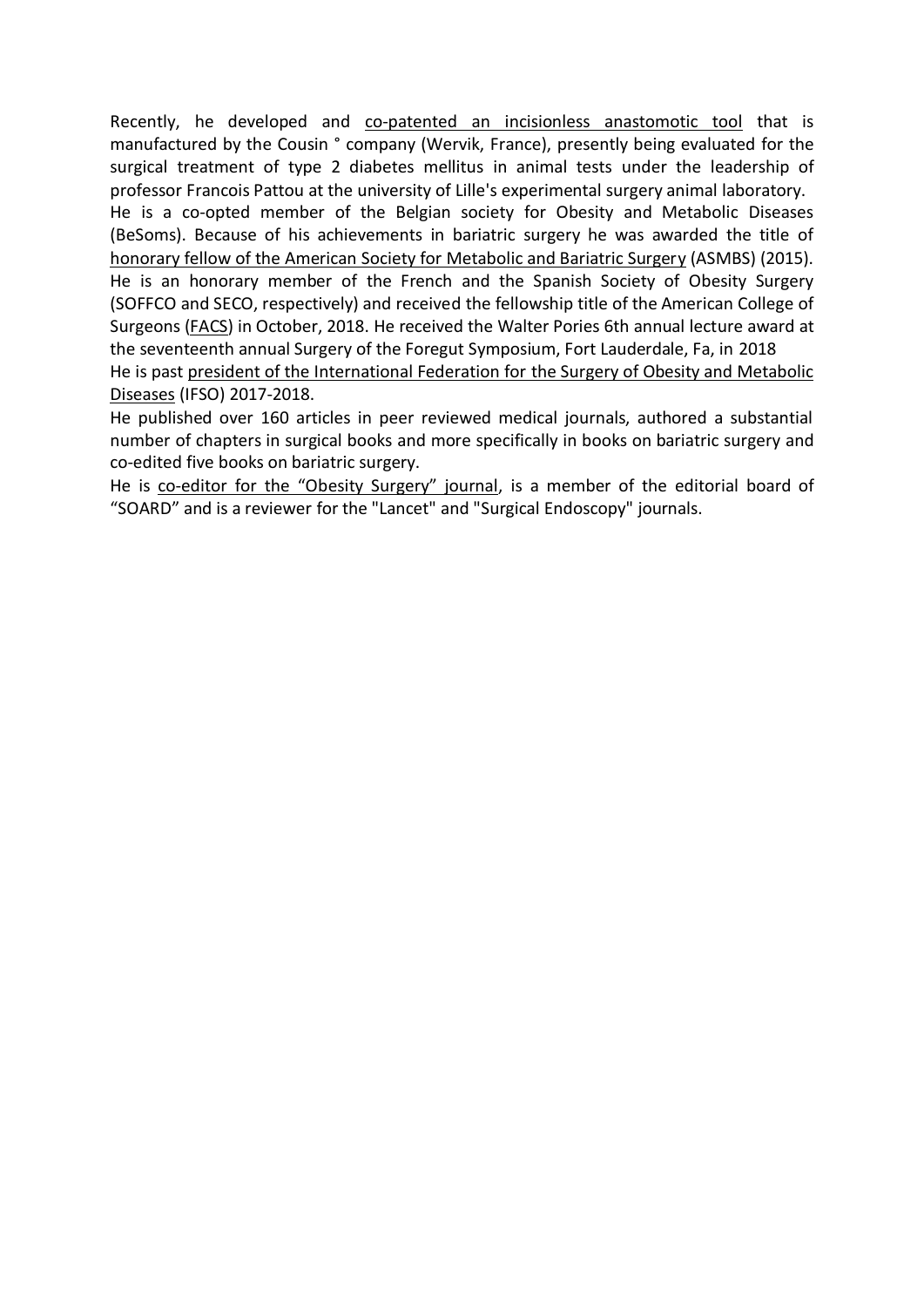Recently, he developed and co-patented an incisionless anastomotic tool that is manufactured by the Cousin ° company (Wervik, France), presently being evaluated for the surgical treatment of type 2 diabetes mellitus in animal tests under the leadership of professor Francois Pattou at the university of Lille's experimental surgery animal laboratory.

He is a co-opted member of the Belgian society for Obesity and Metabolic Diseases (BeSoms). Because of his achievements in bariatric surgery he was awarded the title of honorary fellow of the American Society for Metabolic and Bariatric Surgery (ASMBS) (2015).

He is an honorary member of the French and the Spanish Society of Obesity Surgery (SOFFCO and SECO, respectively) and received the fellowship title of the American College of Surgeons (FACS) in October, 2018. He received the Walter Pories 6th annual lecture award at the seventeenth annual Surgery of the Foregut Symposium, Fort Lauderdale, Fa, in 2018

He is past president of the International Federation for the Surgery of Obesity and Metabolic Diseases (IFSO) 2017-2018.

He published over 160 articles in peer reviewed medical journals, authored a substantial number of chapters in surgical books and more specifically in books on bariatric surgery and co-edited five books on bariatric surgery.

He is co-editor for the “Obesity Surgery” journal, is a member of the editorial board of “SOARD” and is a reviewer for the "Lancet" and "Surgical Endoscopy" journals.